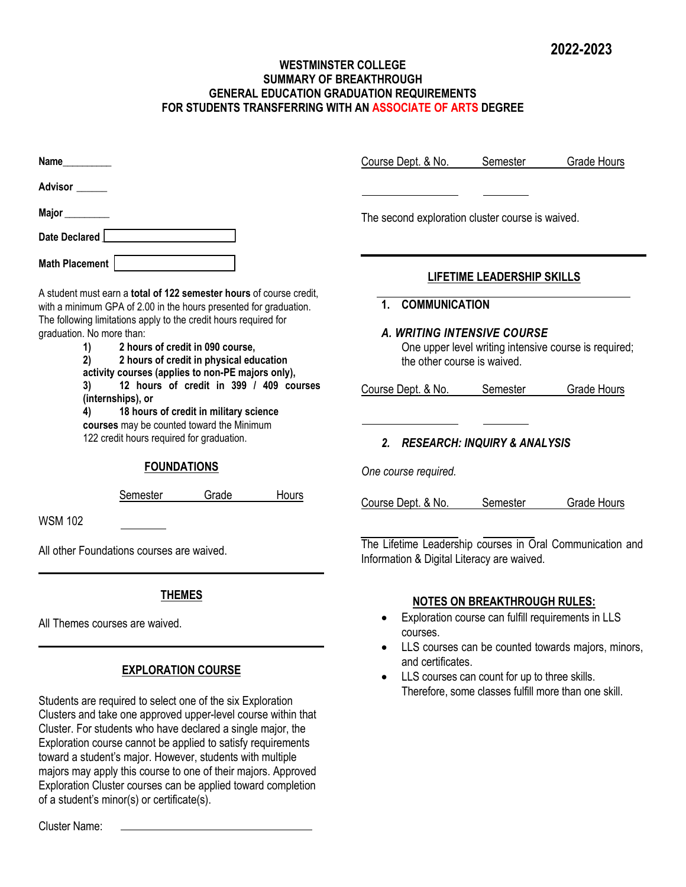2022-2023

# WESTMINSTER COLLEGE
## SUMMARY OF BREAKTHROUGH
## GENERAL EDUCATION GRADUATION REQUIREMENTS
## FOR STUDENTS TRANSFERRING WITH AN ASSOCIATE OF ARTS DEGREE

**Name**_________

**Advisor** ______

**Major** ________

**Date Declared** ____________________

**Math Placement** ____________________

A student must earn a **total of 122 semester hours** of course credit, with a minimum GPA of 2.00 in the hours presented for graduation. The following limitations apply to the credit hours required for graduation. No more than:

1) **2 hours of credit in 090 course,**
2) **2 hours of credit in physical education activity courses (applies to non-PE majors only),**
3) **12 hours of credit in 399 / 409 courses (internships), or**
4) **18 hours of credit in military science courses** may be counted toward the Minimum 122 credit hours required for graduation.

## FOUNDATIONS

| | Semester | Grade | Hours |
|---|---|---|---|
| WSM 102 | ________ | | |

All other Foundations courses are waived.

## THEMES

All Themes courses are waived.

## EXPLORATION COURSE

Students are required to select one of the six Exploration Clusters and take one approved upper-level course within that Cluster. For students who have declared a single major, the Exploration course cannot be applied to satisfy requirements toward a student's major. However, students with multiple majors may apply this course to one of their majors. Approved Exploration Cluster courses can be applied toward completion of a student's minor(s) or certificate(s).

Cluster Name: ______________________________

| Course Dept. & No. | Semester | Grade | Hours |
|---|---|---|---|
| ________________ | ________ | | |

The second exploration cluster course is waived.

## LIFETIME LEADERSHIP SKILLS

### 1. COMMUNICATION

#### *A. WRITING INTENSIVE COURSE*

One upper level writing intensive course is required; the other course is waived.

| Course Dept. & No. | Semester | Grade | Hours |
|---|---|---|---|
| ________________ | ________ | | |

### *2. RESEARCH: INQUIRY & ANALYSIS*

*One course required.*

| Course Dept. & No. | Semester | Grade | Hours |
|---|---|---|---|
| ________________ | ________ | | |

The Lifetime Leadership courses in Oral Communication and Information & Digital Literacy are waived.

## NOTES ON BREAKTHROUGH RULES:

- Exploration course can fulfill requirements in LLS courses.
- LLS courses can be counted towards majors, minors, and certificates.
- LLS courses can count for up to three skills. Therefore, some classes fulfill more than one skill.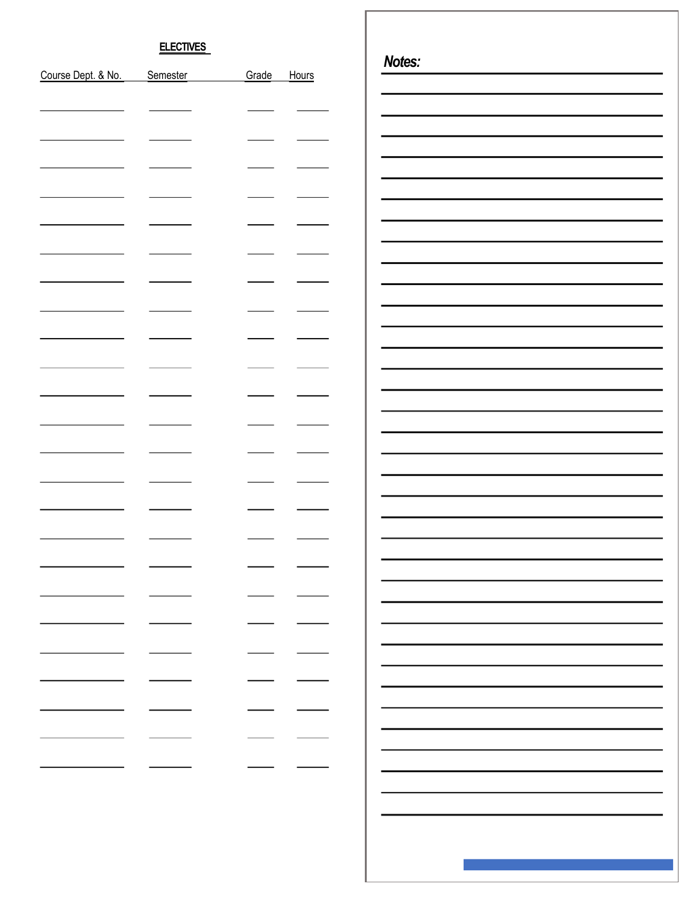## ELECTIVES

| Course Dept. & No. | Semester | Grade | Hours |
|---|---|---|---|
| | | | |
| | | | |
| | | | |
| | | | |
| | | | |
| | | | |
| | | | |
| | | | |
| | | | |
| | | | |
| | | | |
| | | | |
| | | | |
| | | | |
| | | | |
| | | | |
| | | | |
| | | | |
| | | | |
| | | | |
| | | | |
| | | | |
| | | | |
| | | | |

***Notes:***